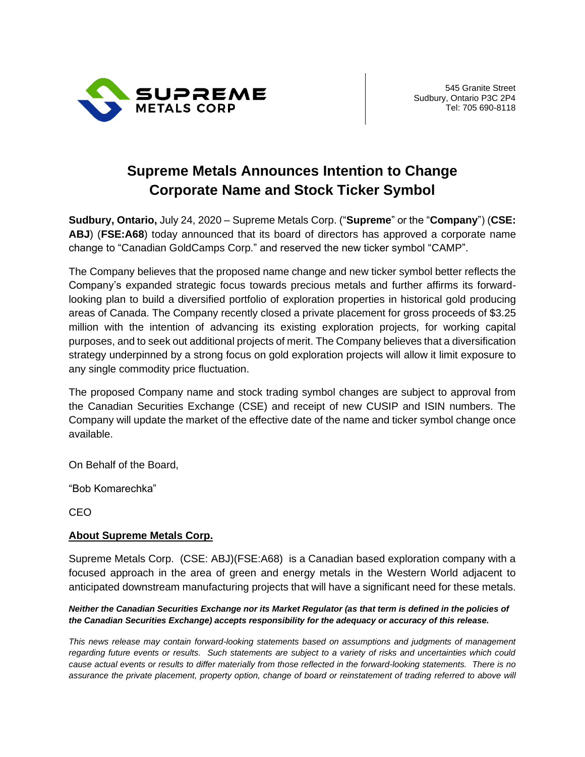SUPREME METALS CORP

545 Granite Street
Sudbury, Ontario P3C 2P4
Tel: 705 690-8118

# Supreme Metals Announces Intention to Change Corporate Name and Stock Ticker Symbol

**Sudbury, Ontario,** July 24, 2020 – Supreme Metals Corp. ("**Supreme**" or the "**Company**") (**CSE: ABJ**) (**FSE:A68**) today announced that its board of directors has approved a corporate name change to "Canadian GoldCamps Corp." and reserved the new ticker symbol "CAMP".

The Company believes that the proposed name change and new ticker symbol better reflects the Company's expanded strategic focus towards precious metals and further affirms its forward-looking plan to build a diversified portfolio of exploration properties in historical gold producing areas of Canada. The Company recently closed a private placement for gross proceeds of $3.25 million with the intention of advancing its existing exploration projects, for working capital purposes, and to seek out additional projects of merit. The Company believes that a diversification strategy underpinned by a strong focus on gold exploration projects will allow it limit exposure to any single commodity price fluctuation.

The proposed Company name and stock trading symbol changes are subject to approval from the Canadian Securities Exchange (CSE) and receipt of new CUSIP and ISIN numbers. The Company will update the market of the effective date of the name and ticker symbol change once available.

On Behalf of the Board,

"Bob Komarechka"

CEO

**About Supreme Metals Corp.**

Supreme Metals Corp. (CSE: ABJ)(FSE:A68) is a Canadian based exploration company with a focused approach in the area of green and energy metals in the Western World adjacent to anticipated downstream manufacturing projects that will have a significant need for these metals.

***Neither the Canadian Securities Exchange nor its Market Regulator (as that term is defined in the policies of the Canadian Securities Exchange) accepts responsibility for the adequacy or accuracy of this release.***

*This news release may contain forward-looking statements based on assumptions and judgments of management regarding future events or results. Such statements are subject to a variety of risks and uncertainties which could cause actual events or results to differ materially from those reflected in the forward-looking statements. There is no assurance the private placement, property option, change of board or reinstatement of trading referred to above will*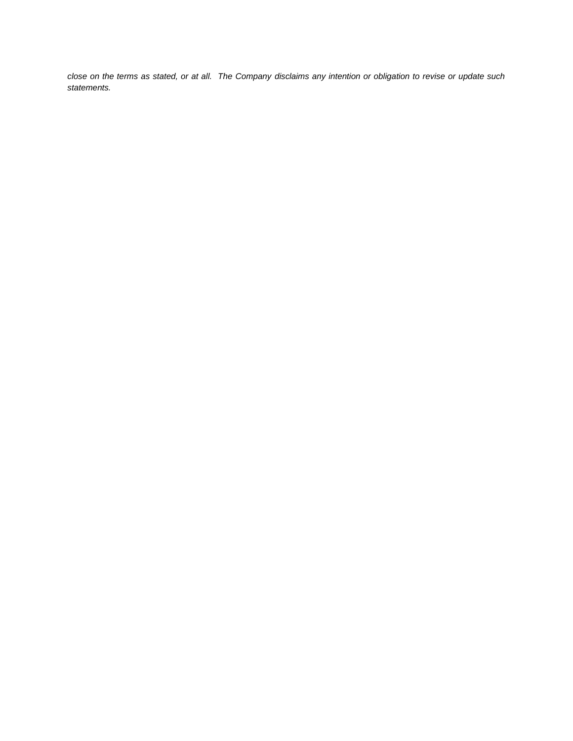*close on the terms as stated, or at all. The Company disclaims any intention or obligation to revise or update such statements.*